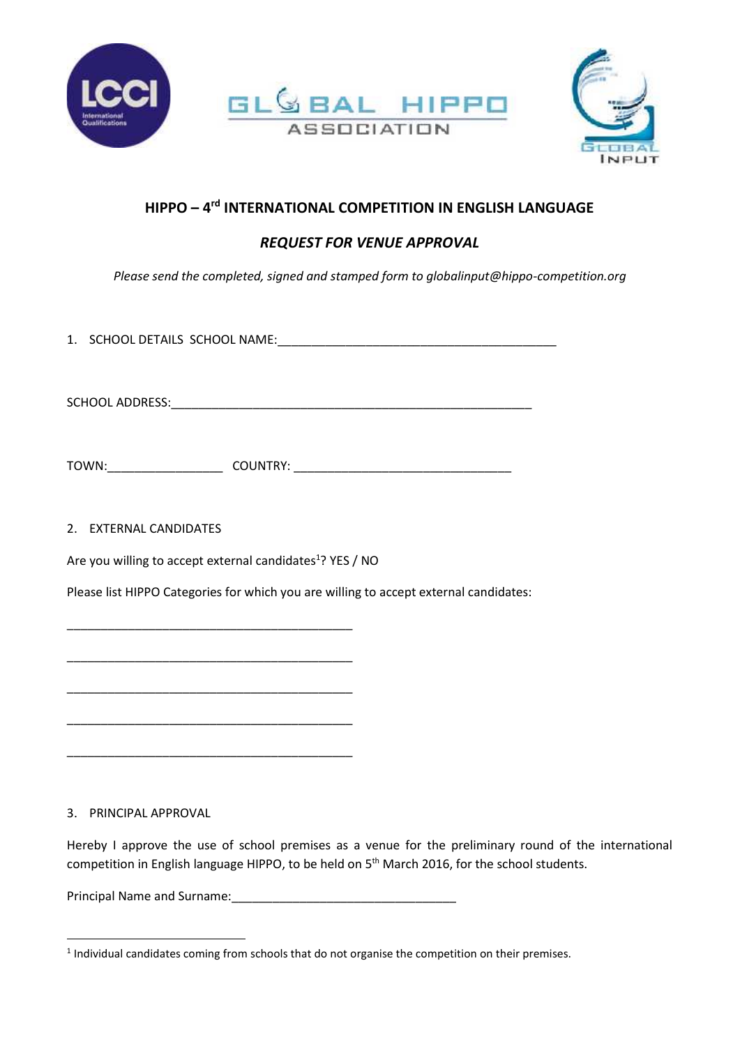LCCI International Qualifications

GLOBAL HIPPO ASSOCIATION

GLOBAL INPUT

## HIPPO – 4rd INTERNATIONAL COMPETITION IN ENGLISH LANGUAGE

### *REQUEST FOR VENUE APPROVAL*

*Please send the completed, signed and stamped form to globalinput@hippo-competition.org*

1. SCHOOL DETAILS SCHOOL NAME:__________________________________________

SCHOOL ADDRESS:______________________________________________________

TOWN:_________________ COUNTRY: ________________________________

2. EXTERNAL CANDIDATES

Are you willing to accept external candidates[1]? YES / NO

Please list HIPPO Categories for which you are willing to accept external candidates:

___________________________________________

___________________________________________

___________________________________________

___________________________________________

___________________________________________

3. PRINCIPAL APPROVAL

Hereby I approve the use of school premises as a venue for the preliminary round of the international competition in English language HIPPO, to be held on 5th March 2016, for the school students.

Principal Name and Surname:_________________________________

[1] Individual candidates coming from schools that do not organise the competition on their premises.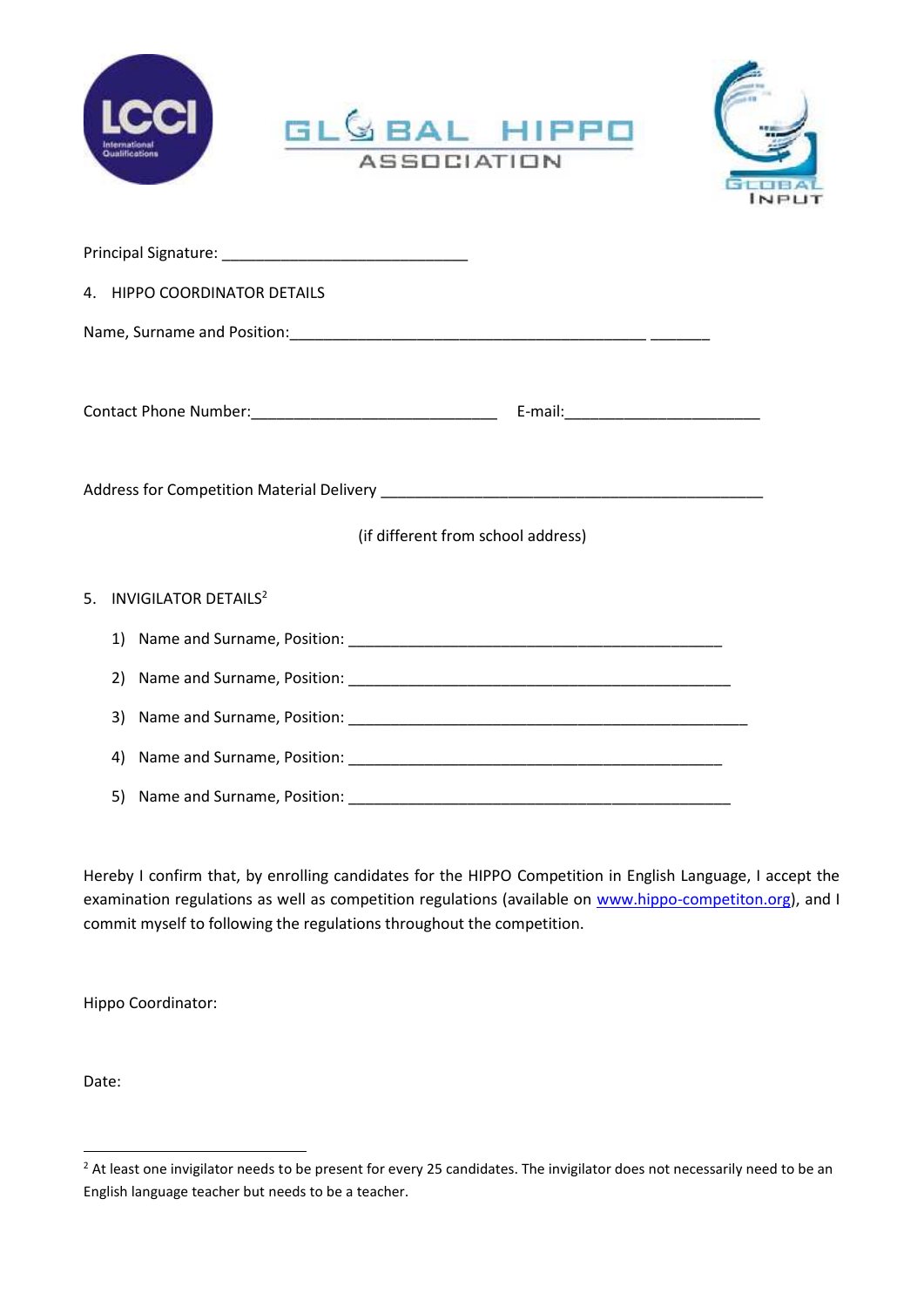Principal Signature: ______________________________

4. HIPPO COORDINATOR DETAILS

Name, Surname and Position:___________________________________________ _______

Contact Phone Number:______________________________ E-mail:________________________

Address for Competition Material Delivery _______________________________________________

(if different from school address)

5. INVIGILATOR DETAILS[2]

1) Name and Surname, Position: ______________________________________________
2) Name and Surname, Position: _______________________________________________
3) Name and Surname, Position: _________________________________________________
4) Name and Surname, Position: ______________________________________________
5) Name and Surname, Position: _______________________________________________

Hereby I confirm that, by enrolling candidates for the HIPPO Competition in English Language, I accept the examination regulations as well as competition regulations (available on www.hippo-competiton.org), and I commit myself to following the regulations throughout the competition.

Hippo Coordinator:

Date:

---

[2] At least one invigilator needs to be present for every 25 candidates. The invigilator does not necessarily need to be an English language teacher but needs to be a teacher.